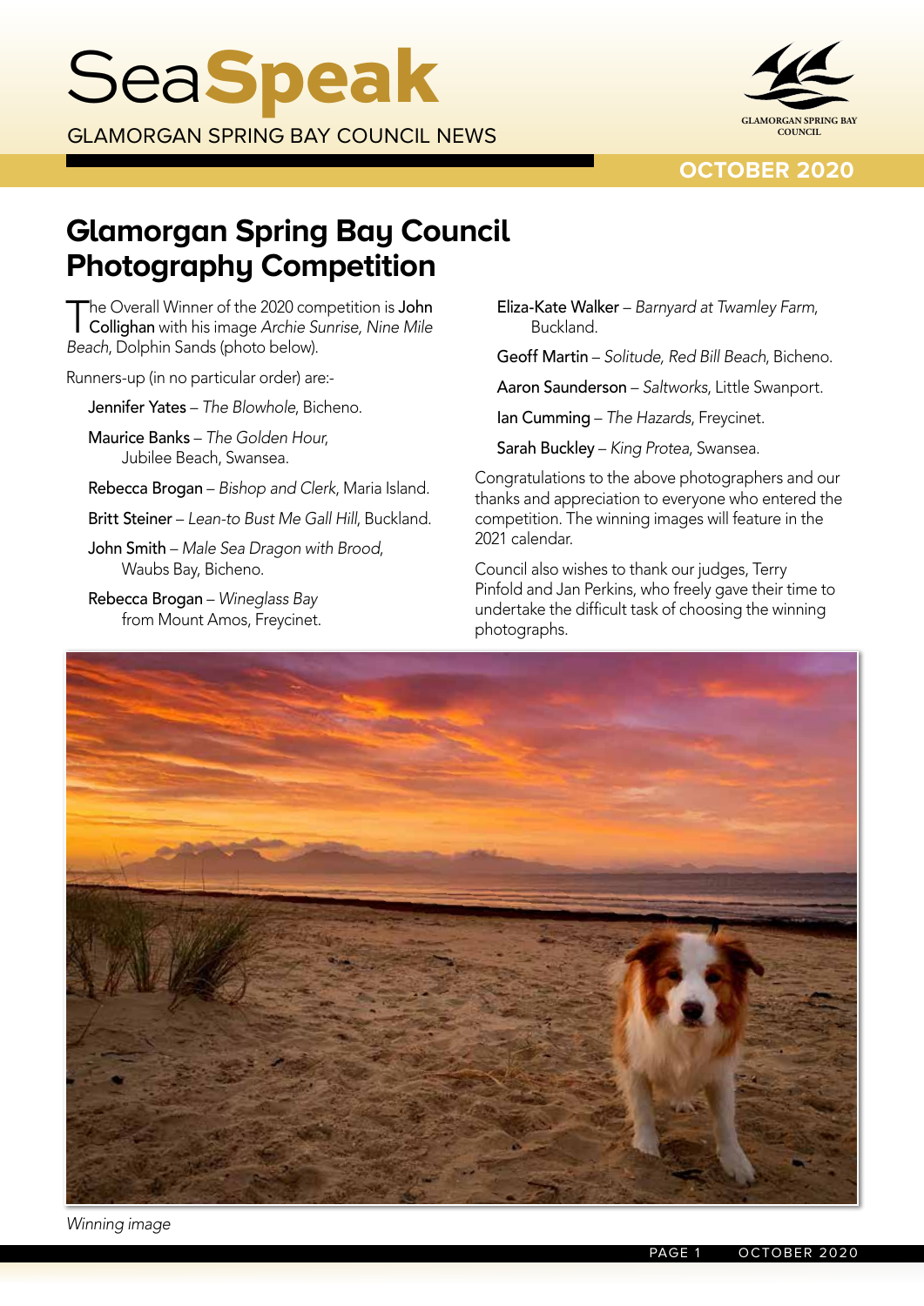# SeaSpeak

GLAMORGAN SPRING BAY COUNCIL NEWS

OCTOBER 2020

## Glamorgan Spring Bay Council Photography Competition

The Overall Winner of the 2020 competition is John Collighan with his image *Archie Sunrise, Nine Mile Beach*, Dolphin Sands (photo below).

Runners-up (in no particular order) are:-

- Jennifer Yates – *The Blowhole*, Bicheno.
- Maurice Banks – *The Golden Hour*, Jubilee Beach, Swansea.
- Rebecca Brogan – *Bishop and Clerk*, Maria Island.
- Britt Steiner – *Lean-to Bust Me Gall Hill*, Buckland.
- John Smith – *Male Sea Dragon with Brood*, Waubs Bay, Bicheno.
- Rebecca Brogan – *Wineglass Bay* from Mount Amos, Freycinet.
- Eliza-Kate Walker – *Barnyard at Twamley Farm*, Buckland.
- Geoff Martin – *Solitude, Red Bill Beach*, Bicheno.
- Aaron Saunderson – *Saltworks*, Little Swanport.
- Ian Cumming – *The Hazards*, Freycinet.
- Sarah Buckley – *King Protea*, Swansea.

Congratulations to the above photographers and our thanks and appreciation to everyone who entered the competition. The winning images will feature in the 2021 calendar.

Council also wishes to thank our judges, Terry Pinfold and Jan Perkins, who freely gave their time to undertake the difficult task of choosing the winning photographs.

*Winning image*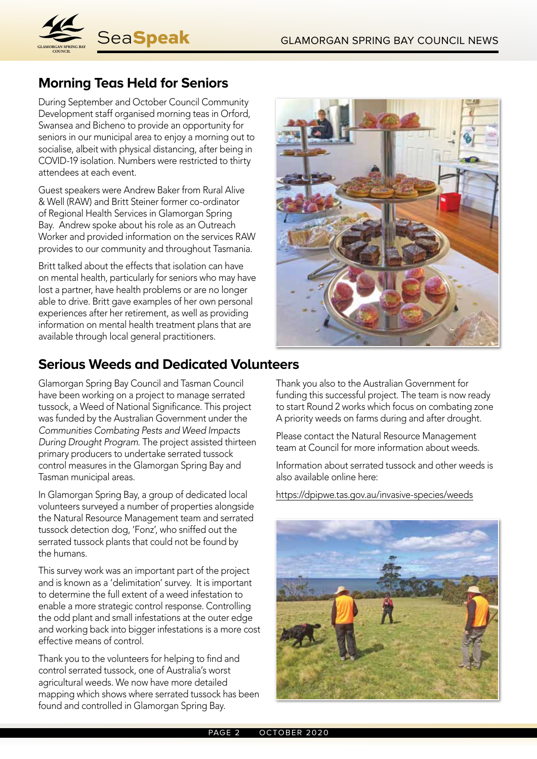## Morning Teas Held for Seniors

During September and October Council Community Development staff organised morning teas in Orford, Swansea and Bicheno to provide an opportunity for seniors in our municipal area to enjoy a morning out to socialise, albeit with physical distancing, after being in COVID-19 isolation. Numbers were restricted to thirty attendees at each event.

Guest speakers were Andrew Baker from Rural Alive & Well (RAW) and Britt Steiner former co-ordinator of Regional Health Services in Glamorgan Spring Bay. Andrew spoke about his role as an Outreach Worker and provided information on the services RAW provides to our community and throughout Tasmania.

Britt talked about the effects that isolation can have on mental health, particularly for seniors who may have lost a partner, have health problems or are no longer able to drive. Britt gave examples of her own personal experiences after her retirement, as well as providing information on mental health treatment plans that are available through local general practitioners.

## Serious Weeds and Dedicated Volunteers

Glamorgan Spring Bay Council and Tasman Council have been working on a project to manage serrated tussock, a Weed of National Significance. This project was funded by the Australian Government under the *Communities Combating Pests and Weed Impacts During Drought Program*. The project assisted thirteen primary producers to undertake serrated tussock control measures in the Glamorgan Spring Bay and Tasman municipal areas.

In Glamorgan Spring Bay, a group of dedicated local volunteers surveyed a number of properties alongside the Natural Resource Management team and serrated tussock detection dog, 'Fonz', who sniffed out the serrated tussock plants that could not be found by the humans.

This survey work was an important part of the project and is known as a 'delimitation' survey. It is important to determine the full extent of a weed infestation to enable a more strategic control response. Controlling the odd plant and small infestations at the outer edge and working back into bigger infestations is a more cost effective means of control.

Thank you to the volunteers for helping to find and control serrated tussock, one of Australia's worst agricultural weeds. We now have more detailed mapping which shows where serrated tussock has been found and controlled in Glamorgan Spring Bay.

Thank you also to the Australian Government for funding this successful project. The team is now ready to start Round 2 works which focus on combating zone A priority weeds on farms during and after drought.

Please contact the Natural Resource Management team at Council for more information about weeds.

Information about serrated tussock and other weeds is also available online here:

https://dpipwe.tas.gov.au/invasive-species/weeds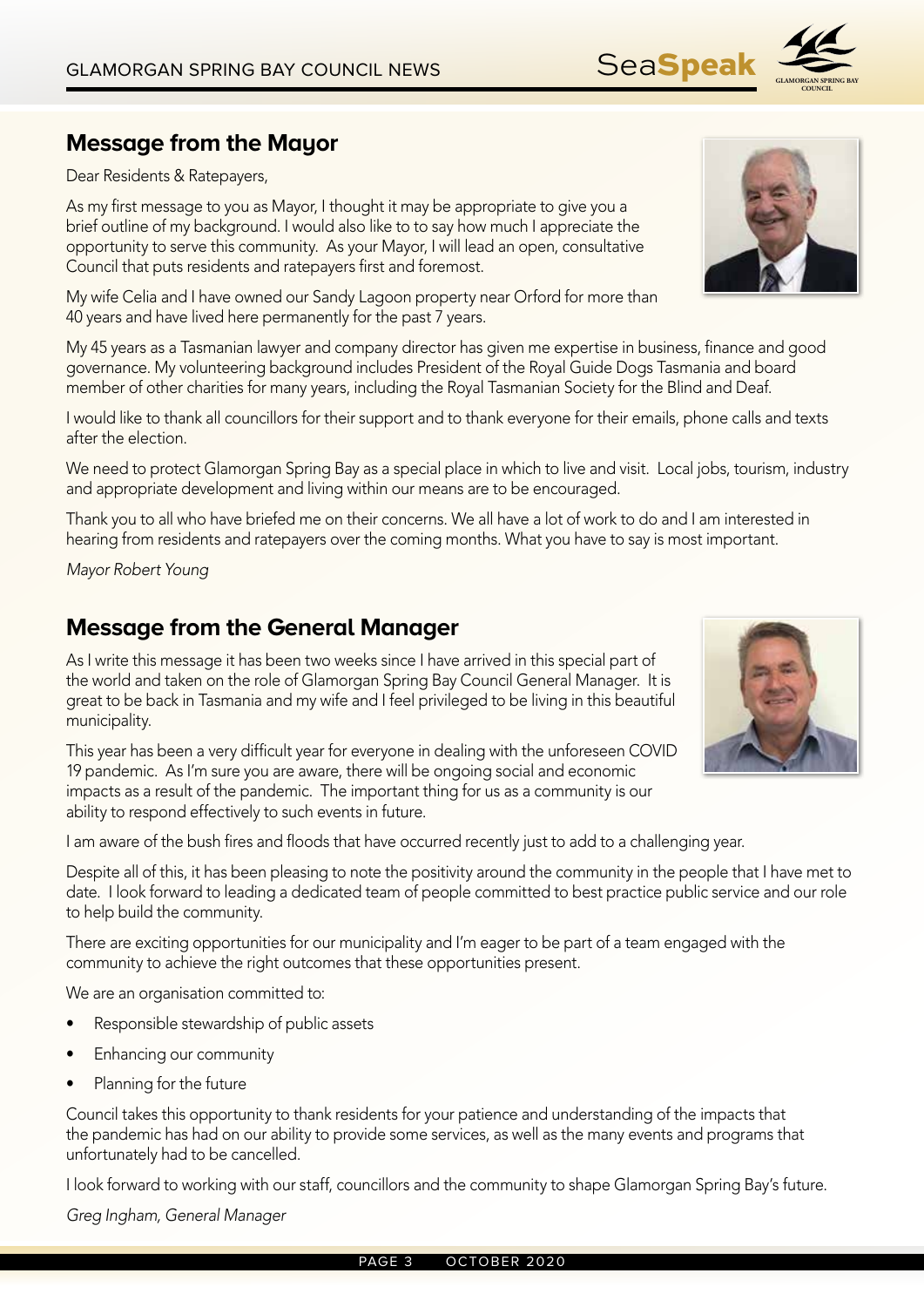## Message from the Mayor

Dear Residents & Ratepayers,

As my first message to you as Mayor, I thought it may be appropriate to give you a brief outline of my background. I would also like to to say how much I appreciate the opportunity to serve this community. As your Mayor, I will lead an open, consultative Council that puts residents and ratepayers first and foremost.

My wife Celia and I have owned our Sandy Lagoon property near Orford for more than 40 years and have lived here permanently for the past 7 years.

My 45 years as a Tasmanian lawyer and company director has given me expertise in business, finance and good governance. My volunteering background includes President of the Royal Guide Dogs Tasmania and board member of other charities for many years, including the Royal Tasmanian Society for the Blind and Deaf.

I would like to thank all councillors for their support and to thank everyone for their emails, phone calls and texts after the election.

We need to protect Glamorgan Spring Bay as a special place in which to live and visit. Local jobs, tourism, industry and appropriate development and living within our means are to be encouraged.

Thank you to all who have briefed me on their concerns. We all have a lot of work to do and I am interested in hearing from residents and ratepayers over the coming months. What you have to say is most important.

*Mayor Robert Young*

## Message from the General Manager

As I write this message it has been two weeks since I have arrived in this special part of the world and taken on the role of Glamorgan Spring Bay Council General Manager. It is great to be back in Tasmania and my wife and I feel privileged to be living in this beautiful municipality.

This year has been a very difficult year for everyone in dealing with the unforeseen COVID 19 pandemic. As I'm sure you are aware, there will be ongoing social and economic impacts as a result of the pandemic. The important thing for us as a community is our ability to respond effectively to such events in future.

I am aware of the bush fires and floods that have occurred recently just to add to a challenging year.

Despite all of this, it has been pleasing to note the positivity around the community in the people that I have met to date. I look forward to leading a dedicated team of people committed to best practice public service and our role to help build the community.

There are exciting opportunities for our municipality and I'm eager to be part of a team engaged with the community to achieve the right outcomes that these opportunities present.

We are an organisation committed to:

- Responsible stewardship of public assets
- Enhancing our community
- Planning for the future

Council takes this opportunity to thank residents for your patience and understanding of the impacts that the pandemic has had on our ability to provide some services, as well as the many events and programs that unfortunately had to be cancelled.

I look forward to working with our staff, councillors and the community to shape Glamorgan Spring Bay's future.

*Greg Ingham, General Manager*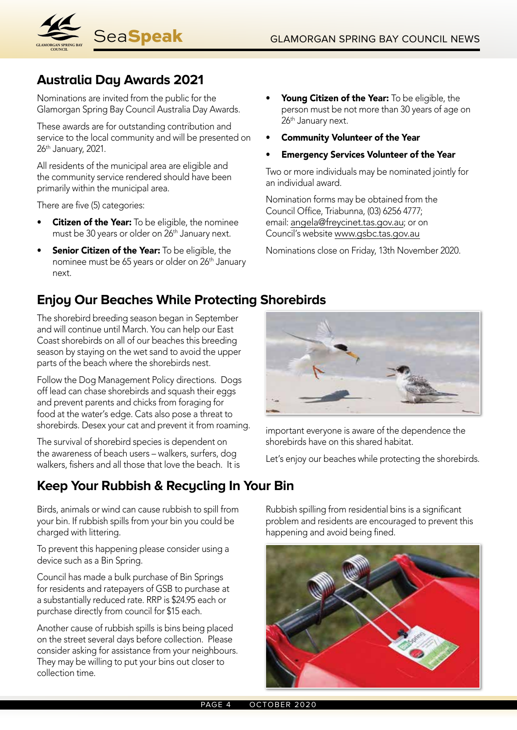## Australia Day Awards 2021

Nominations are invited from the public for the Glamorgan Spring Bay Council Australia Day Awards.

These awards are for outstanding contribution and service to the local community and will be presented on 26th January, 2021.

All residents of the municipal area are eligible and the community service rendered should have been primarily within the municipal area.

There are five (5) categories:

- **Citizen of the Year:** To be eligible, the nominee must be 30 years or older on 26th January next.
- **Senior Citizen of the Year:** To be eligible, the nominee must be 65 years or older on 26th January next.
- **Young Citizen of the Year:** To be eligible, the person must be not more than 30 years of age on 26th January next.
- **Community Volunteer of the Year**
- **Emergency Services Volunteer of the Year**

Two or more individuals may be nominated jointly for an individual award.

Nomination forms may be obtained from the Council Office, Triabunna, (03) 6256 4777; email: angela@freycinet.tas.gov.au; or on Council's website www.gsbc.tas.gov.au

Nominations close on Friday, 13th November 2020.

## Enjoy Our Beaches While Protecting Shorebirds

The shorebird breeding season began in September and will continue until March. You can help our East Coast shorebirds on all of our beaches this breeding season by staying on the wet sand to avoid the upper parts of the beach where the shorebirds nest.

Follow the Dog Management Policy directions. Dogs off lead can chase shorebirds and squash their eggs and prevent parents and chicks from foraging for food at the water's edge. Cats also pose a threat to shorebirds. Desex your cat and prevent it from roaming.

The survival of shorebird species is dependent on the awareness of beach users – walkers, surfers, dog walkers, fishers and all those that love the beach. It is important everyone is aware of the dependence the shorebirds have on this shared habitat.

Let's enjoy our beaches while protecting the shorebirds.

## Keep Your Rubbish & Recycling In Your Bin

Birds, animals or wind can cause rubbish to spill from your bin. If rubbish spills from your bin you could be charged with littering.

To prevent this happening please consider using a device such as a Bin Spring.

Council has made a bulk purchase of Bin Springs for residents and ratepayers of GSB to purchase at a substantially reduced rate. RRP is $24.95 each or purchase directly from council for $15 each.

Another cause of rubbish spills is bins being placed on the street several days before collection. Please consider asking for assistance from your neighbours. They may be willing to put your bins out closer to collection time.

Rubbish spilling from residential bins is a significant problem and residents are encouraged to prevent this happening and avoid being fined.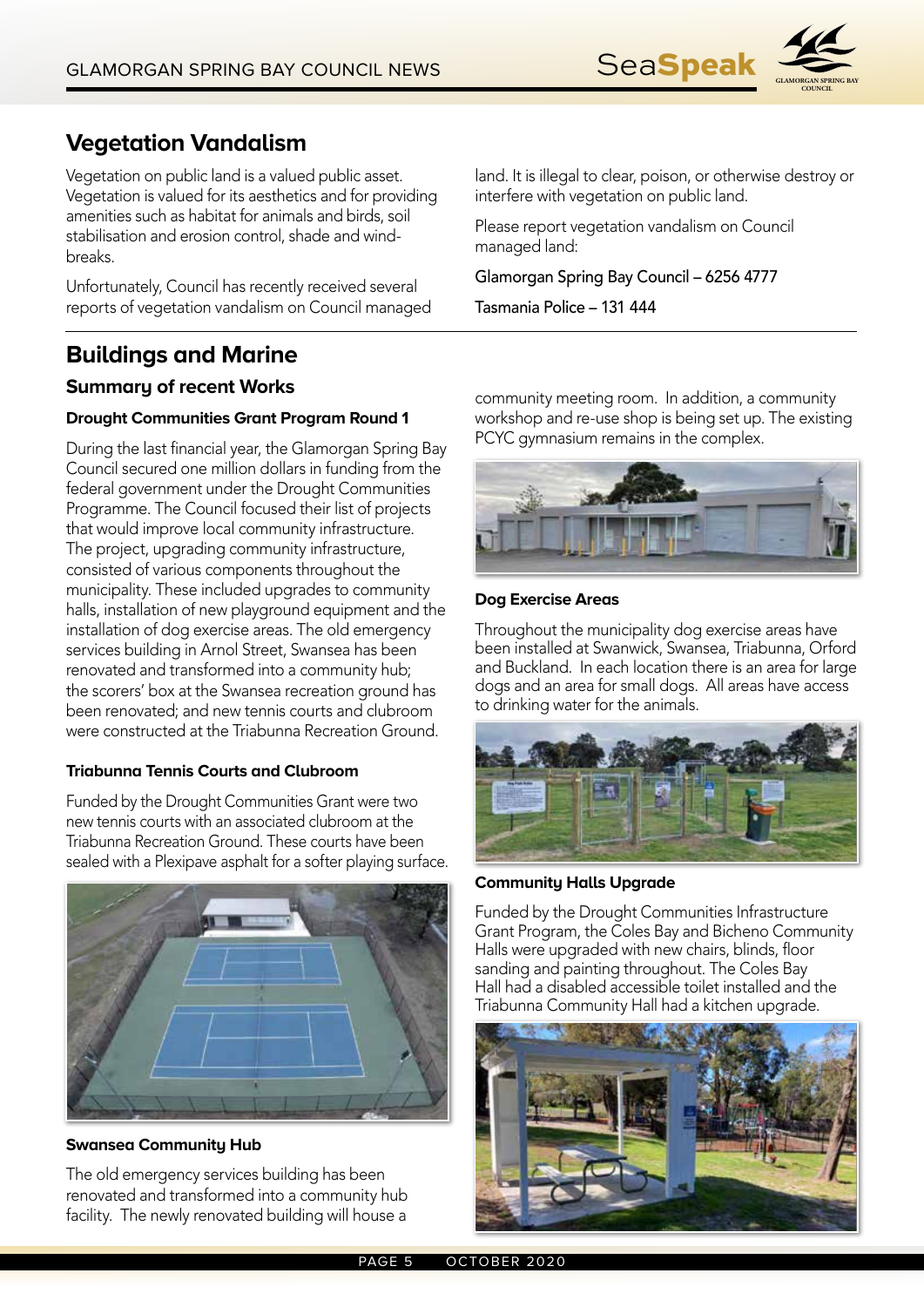## Vegetation Vandalism

Vegetation on public land is a valued public asset. Vegetation is valued for its aesthetics and for providing amenities such as habitat for animals and birds, soil stabilisation and erosion control, shade and wind-breaks.

Unfortunately, Council has recently received several reports of vegetation vandalism on Council managed land. It is illegal to clear, poison, or otherwise destroy or interfere with vegetation on public land.

Please report vegetation vandalism on Council managed land:

Glamorgan Spring Bay Council – 6256 4777

Tasmania Police – 131 444

## Buildings and Marine

### Summary of recent Works

#### Drought Communities Grant Program Round 1

During the last financial year, the Glamorgan Spring Bay Council secured one million dollars in funding from the federal government under the Drought Communities Programme. The Council focused their list of projects that would improve local community infrastructure. The project, upgrading community infrastructure, consisted of various components throughout the municipality. These included upgrades to community halls, installation of new playground equipment and the installation of dog exercise areas. The old emergency services building in Arnol Street, Swansea has been renovated and transformed into a community hub; the scorers' box at the Swansea recreation ground has been renovated; and new tennis courts and clubroom were constructed at the Triabunna Recreation Ground.

#### Triabunna Tennis Courts and Clubroom

Funded by the Drought Communities Grant were two new tennis courts with an associated clubroom at the Triabunna Recreation Ground. These courts have been sealed with a Plexipave asphalt for a softer playing surface.

#### Swansea Community Hub

The old emergency services building has been renovated and transformed into a community hub facility. The newly renovated building will house a community meeting room. In addition, a community workshop and re-use shop is being set up. The existing PCYC gymnasium remains in the complex.

#### Dog Exercise Areas

Throughout the municipality dog exercise areas have been installed at Swanwick, Swansea, Triabunna, Orford and Buckland. In each location there is an area for large dogs and an area for small dogs. All areas have access to drinking water for the animals.

#### Community Halls Upgrade

Funded by the Drought Communities Infrastructure Grant Program, the Coles Bay and Bicheno Community Halls were upgraded with new chairs, blinds, floor sanding and painting throughout. The Coles Bay Hall had a disabled accessible toilet installed and the Triabunna Community Hall had a kitchen upgrade.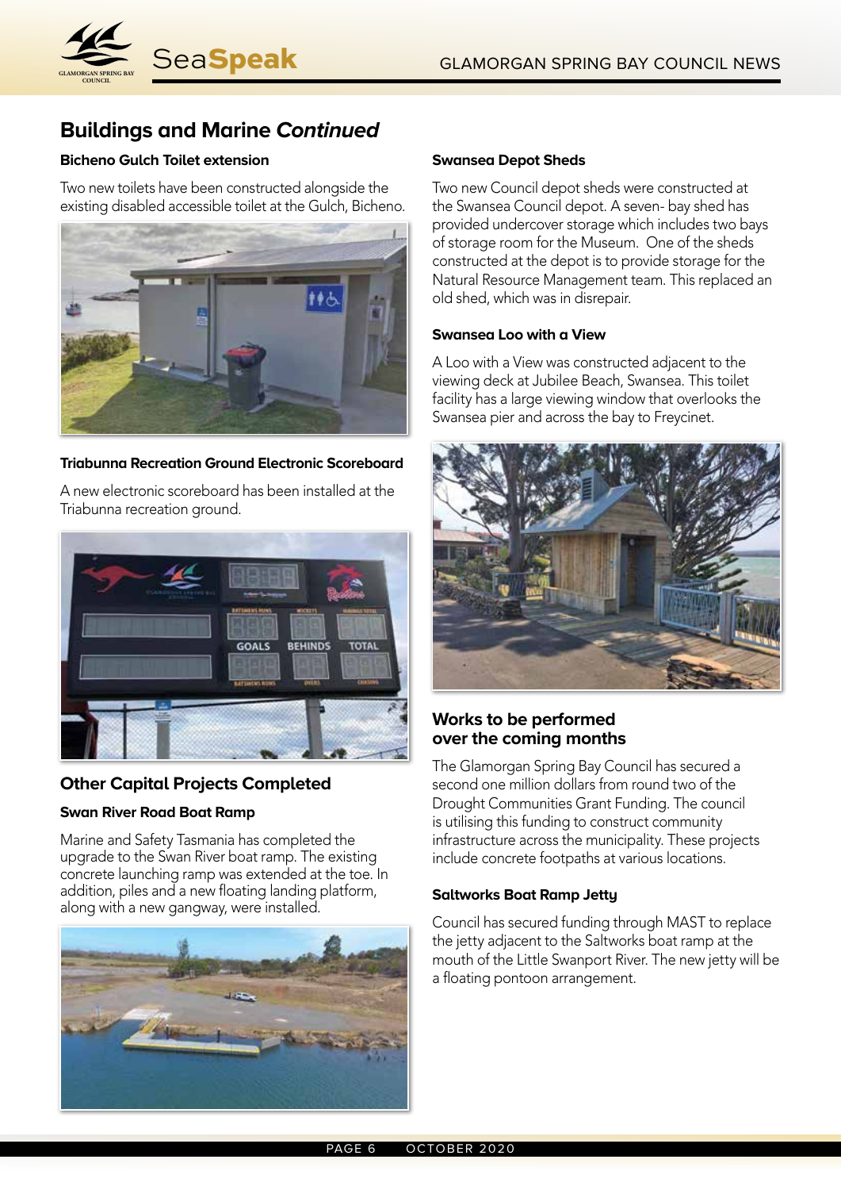## Buildings and Marine *Continued*

### Bicheno Gulch Toilet extension

Two new toilets have been constructed alongside the existing disabled accessible toilet at the Gulch, Bicheno.

### Triabunna Recreation Ground Electronic Scoreboard

A new electronic scoreboard has been installed at the Triabunna recreation ground.

## Other Capital Projects Completed

### Swan River Road Boat Ramp

Marine and Safety Tasmania has completed the upgrade to the Swan River boat ramp. The existing concrete launching ramp was extended at the toe. In addition, piles and a new floating landing platform, along with a new gangway, were installed.

### Swansea Depot Sheds

Two new Council depot sheds were constructed at the Swansea Council depot. A seven- bay shed has provided undercover storage which includes two bays of storage room for the Museum. One of the sheds constructed at the depot is to provide storage for the Natural Resource Management team. This replaced an old shed, which was in disrepair.

### Swansea Loo with a View

A Loo with a View was constructed adjacent to the viewing deck at Jubilee Beach, Swansea. This toilet facility has a large viewing window that overlooks the Swansea pier and across the bay to Freycinet.

## Works to be performed over the coming months

The Glamorgan Spring Bay Council has secured a second one million dollars from round two of the Drought Communities Grant Funding. The council is utilising this funding to construct community infrastructure across the municipality. These projects include concrete footpaths at various locations.

### Saltworks Boat Ramp Jetty

Council has secured funding through MAST to replace the jetty adjacent to the Saltworks boat ramp at the mouth of the Little Swanport River. The new jetty will be a floating pontoon arrangement.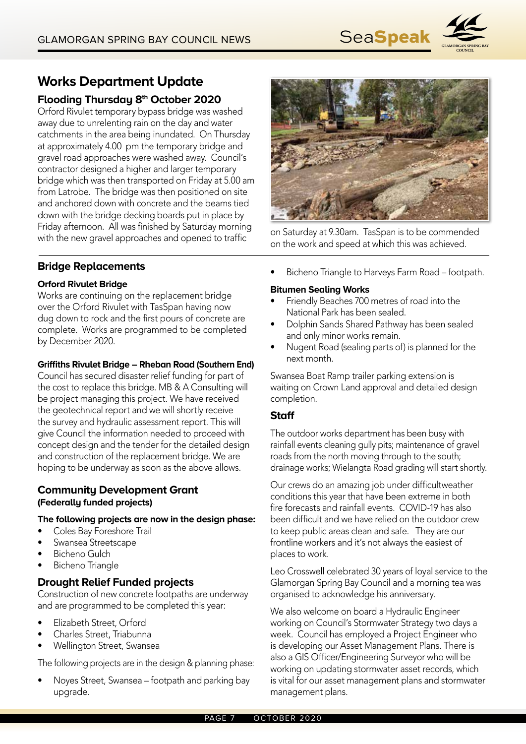# Works Department Update

## Flooding Thursday 8th October 2020

Orford Rivulet temporary bypass bridge was washed away due to unrelenting rain on the day and water catchments in the area being inundated. On Thursday at approximately 4.00 pm the temporary bridge and gravel road approaches were washed away. Council's contractor designed a higher and larger temporary bridge which was then transported on Friday at 5.00 am from Latrobe. The bridge was then positioned on site and anchored down with concrete and the beams tied down with the bridge decking boards put in place by Friday afternoon. All was finished by Saturday morning with the new gravel approaches and opened to traffic on Saturday at 9.30am. TasSpan is to be commended on the work and speed at which this was achieved.

## Bridge Replacements

### Orford Rivulet Bridge

Works are continuing on the replacement bridge over the Orford Rivulet with TasSpan having now dug down to rock and the first pours of concrete are complete. Works are programmed to be completed by December 2020.

### Griffiths Rivulet Bridge – Rheban Road (Southern End)

Council has secured disaster relief funding for part of the cost to replace this bridge. MB & A Consulting will be project managing this project. We have received the geotechnical report and we will shortly receive the survey and hydraulic assessment report. This will give Council the information needed to proceed with concept design and the tender for the detailed design and construction of the replacement bridge. We are hoping to be underway as soon as the above allows.

## Community Development Grant (Federally funded projects)

**The following projects are now in the design phase:**

- Coles Bay Foreshore Trail
- Swansea Streetscape
- Bicheno Gulch
- Bicheno Triangle

## Drought Relief Funded projects

Construction of new concrete footpaths are underway and are programmed to be completed this year:

- Elizabeth Street, Orford
- Charles Street, Triabunna
- Wellington Street, Swansea

The following projects are in the design & planning phase:

- Noyes Street, Swansea – footpath and parking bay upgrade.
- Bicheno Triangle to Harveys Farm Road – footpath.

### Bitumen Sealing Works

- Friendly Beaches 700 metres of road into the National Park has been sealed.
- Dolphin Sands Shared Pathway has been sealed and only minor works remain.
- Nugent Road (sealing parts of) is planned for the next month.

Swansea Boat Ramp trailer parking extension is waiting on Crown Land approval and detailed design completion.

## Staff

The outdoor works department has been busy with rainfall events cleaning gully pits; maintenance of gravel roads from the north moving through to the south; drainage works; Wielangta Road grading will start shortly.

Our crews do an amazing job under difficultweather conditions this year that have been extreme in both fire forecasts and rainfall events. COVID-19 has also been difficult and we have relied on the outdoor crew to keep public areas clean and safe. They are our frontline workers and it's not always the easiest of places to work.

Leo Crosswell celebrated 30 years of loyal service to the Glamorgan Spring Bay Council and a morning tea was organised to acknowledge his anniversary.

We also welcome on board a Hydraulic Engineer working on Council's Stormwater Strategy two days a week. Council has employed a Project Engineer who is developing our Asset Management Plans. There is also a GIS Officer/Engineering Surveyor who will be working on updating stormwater asset records, which is vital for our asset management plans and stormwater management plans.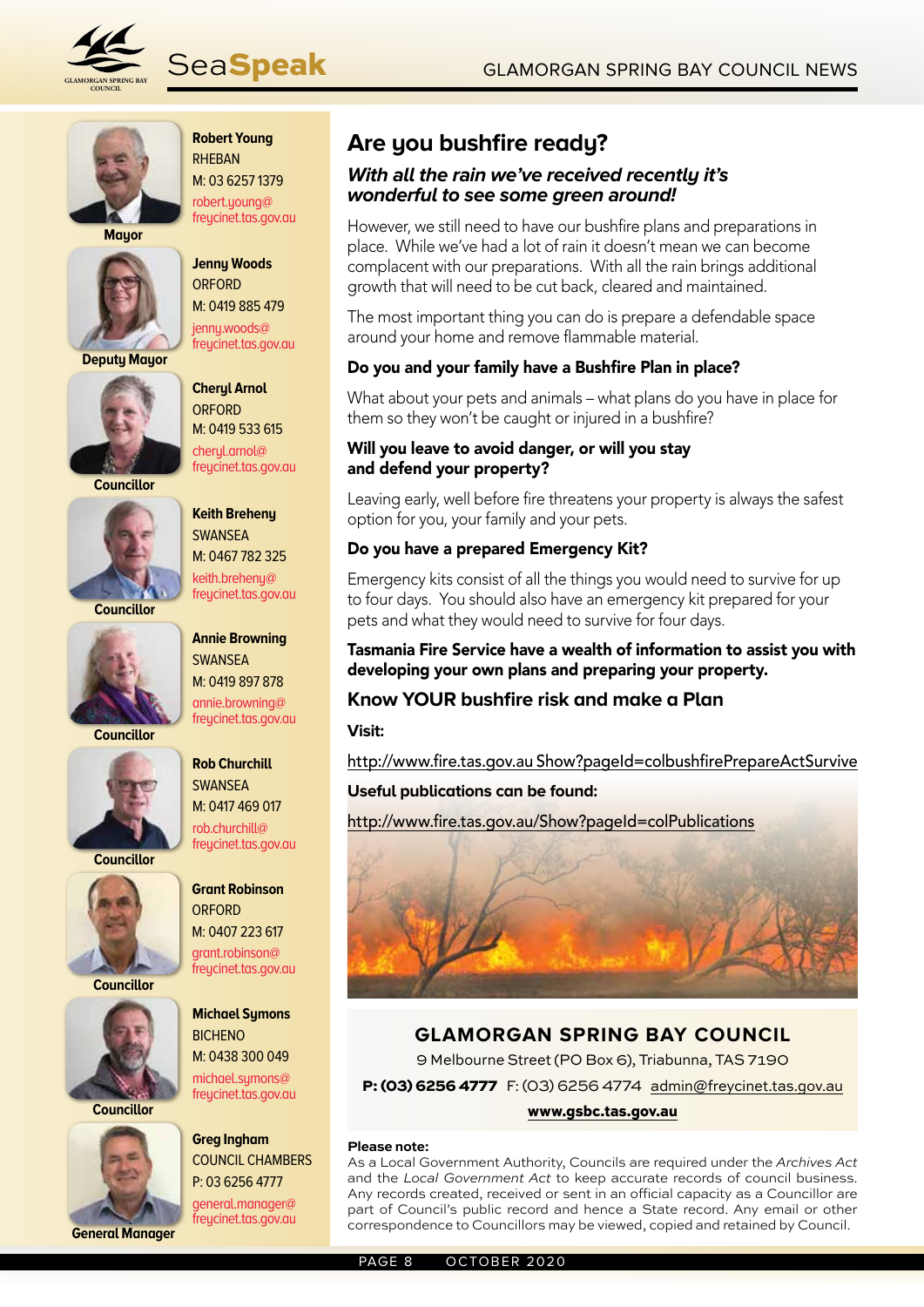# Are you bushfire ready?

### *With all the rain we've received recently it's wonderful to see some green around!*

However, we still need to have our bushfire plans and preparations in place. While we've had a lot of rain it doesn't mean we can become complacent with our preparations. With all the rain brings additional growth that will need to be cut back, cleared and maintained.

The most important thing you can do is prepare a defendable space around your home and remove flammable material.

**Do you and your family have a Bushfire Plan in place?**

What about your pets and animals – what plans do you have in place for them so they won't be caught or injured in a bushfire?

**Will you leave to avoid danger, or will you stay and defend your property?**

Leaving early, well before fire threatens your property is always the safest option for you, your family and your pets.

**Do you have a prepared Emergency Kit?**

Emergency kits consist of all the things you would need to survive for up to four days. You should also have an emergency kit prepared for your pets and what they would need to survive for four days.

**Tasmania Fire Service have a wealth of information to assist you with developing your own plans and preparing your property.**

## Know YOUR bushfire risk and make a Plan

**Visit:**

http://www.fire.tas.gov.au Show?pageId=colbushfirePrepareActSurvive

**Useful publications can be found:**

http://www.fire.tas.gov.au/Show?pageId=colPublications

**Robert Young**
RHEBAN
M: 03 6257 1379
robert.young@freycinet.tas.gov.au
Mayor

**Jenny Woods**
ORFORD
M: 0419 885 479
jenny.woods@freycinet.tas.gov.au
Deputy Mayor

**Cheryl Arnol**
ORFORD
M: 0419 533 615
cheryl.arnol@freycinet.tas.gov.au
Councillor

**Keith Breheny**
SWANSEA
M: 0467 782 325
keith.breheny@freycinet.tas.gov.au
Councillor

**Annie Browning**
SWANSEA
M: 0419 897 878
annie.browning@freycinet.tas.gov.au
Councillor

**Rob Churchill**
SWANSEA
M: 0417 469 017
rob.churchill@freycinet.tas.gov.au
Councillor

**Grant Robinson**
ORFORD
M: 0407 223 617
grant.robinson@freycinet.tas.gov.au
Councillor

**Michael Symons**
BICHENO
M: 0438 300 049
michael.symons@freycinet.tas.gov.au
Councillor

**Greg Ingham**
COUNCIL CHAMBERS
P: 03 6256 4777
general.manager@freycinet.tas.gov.au
General Manager

## GLAMORGAN SPRING BAY COUNCIL

9 Melbourne Street (PO Box 6), Triabunna, TAS 7190

**P: (03) 6256 4777** F: (03) 6256 4774 admin@freycinet.tas.gov.au

**www.gsbc.tas.gov.au**

**Please note:**
As a Local Government Authority, Councils are required under the *Archives Act* and the *Local Government Act* to keep accurate records of council business. Any records created, received or sent in an official capacity as a Councillor are part of Council's public record and hence a State record. Any email or other correspondence to Councillors may be viewed, copied and retained by Council.